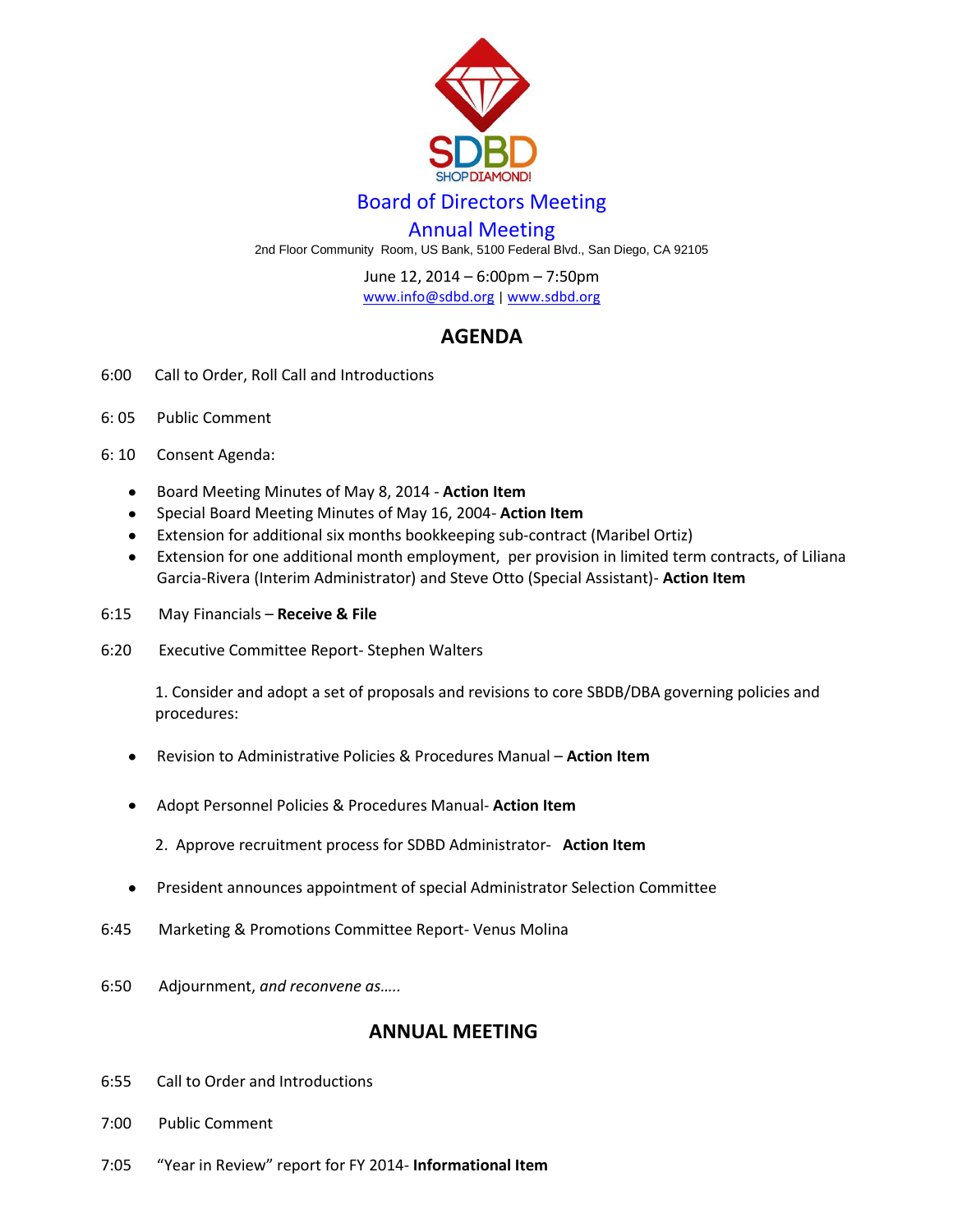SDBD
SHOPDIAMOND!

# Board of Directors Meeting

## Annual Meeting

2nd Floor Community Room, US Bank, 5100 Federal Blvd., San Diego, CA 92105

June 12, 2014 – 6:00pm – 7:50pm
www.info@sdbd.org | www.sdbd.org

## AGENDA

6:00 Call to Order, Roll Call and Introductions

6: 05 Public Comment

6: 10 Consent Agenda:

- Board Meeting Minutes of May 8, 2014 - **Action Item**
- Special Board Meeting Minutes of May 16, 2004- **Action Item**
- Extension for additional six months bookkeeping sub-contract (Maribel Ortiz)
- Extension for one additional month employment, per provision in limited term contracts, of Liliana Garcia-Rivera (Interim Administrator) and Steve Otto (Special Assistant)- **Action Item**

6:15 May Financials – **Receive & File**

6:20 Executive Committee Report- Stephen Walters

1. Consider and adopt a set of proposals and revisions to core SBDB/DBA governing policies and procedures:

- Revision to Administrative Policies & Procedures Manual – **Action Item**
- Adopt Personnel Policies & Procedures Manual- **Action Item**

2. Approve recruitment process for SDBD Administrator- **Action Item**

- President announces appointment of special Administrator Selection Committee

6:45 Marketing & Promotions Committee Report- Venus Molina

6:50 Adjournment, *and reconvene as…..*

## ANNUAL MEETING

6:55 Call to Order and Introductions

7:00 Public Comment

7:05 "Year in Review" report for FY 2014- **Informational Item**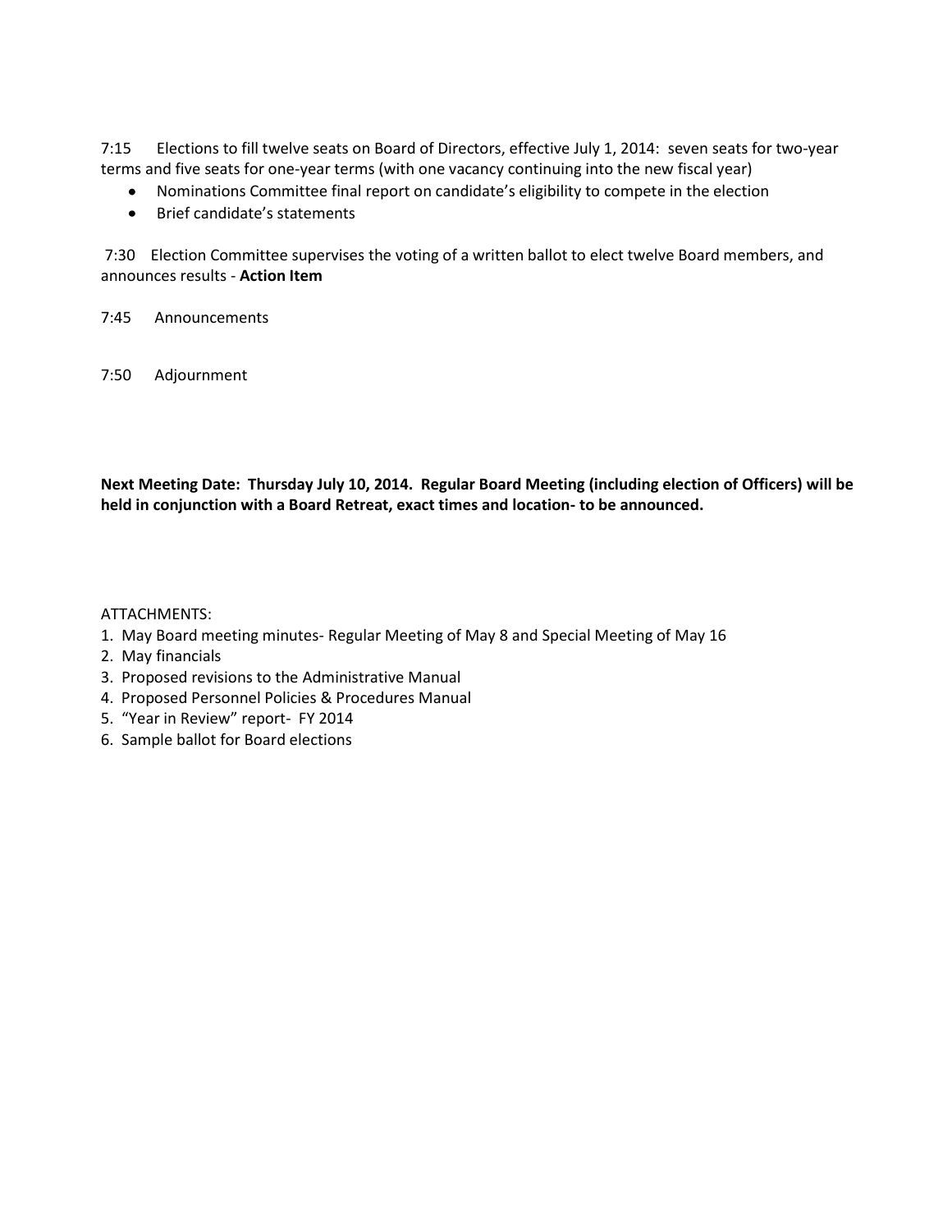7:15 Elections to fill twelve seats on Board of Directors, effective July 1, 2014: seven seats for two-year terms and five seats for one-year terms (with one vacancy continuing into the new fiscal year)

- Nominations Committee final report on candidate's eligibility to compete in the election
- Brief candidate's statements

7:30 Election Committee supervises the voting of a written ballot to elect twelve Board members, and announces results - **Action Item**

7:45 Announcements

7:50 Adjournment

**Next Meeting Date: Thursday July 10, 2014. Regular Board Meeting (including election of Officers) will be held in conjunction with a Board Retreat, exact times and location- to be announced.**

ATTACHMENTS:

1. May Board meeting minutes- Regular Meeting of May 8 and Special Meeting of May 16
2. May financials
3. Proposed revisions to the Administrative Manual
4. Proposed Personnel Policies & Procedures Manual
5. "Year in Review" report- FY 2014
6. Sample ballot for Board elections